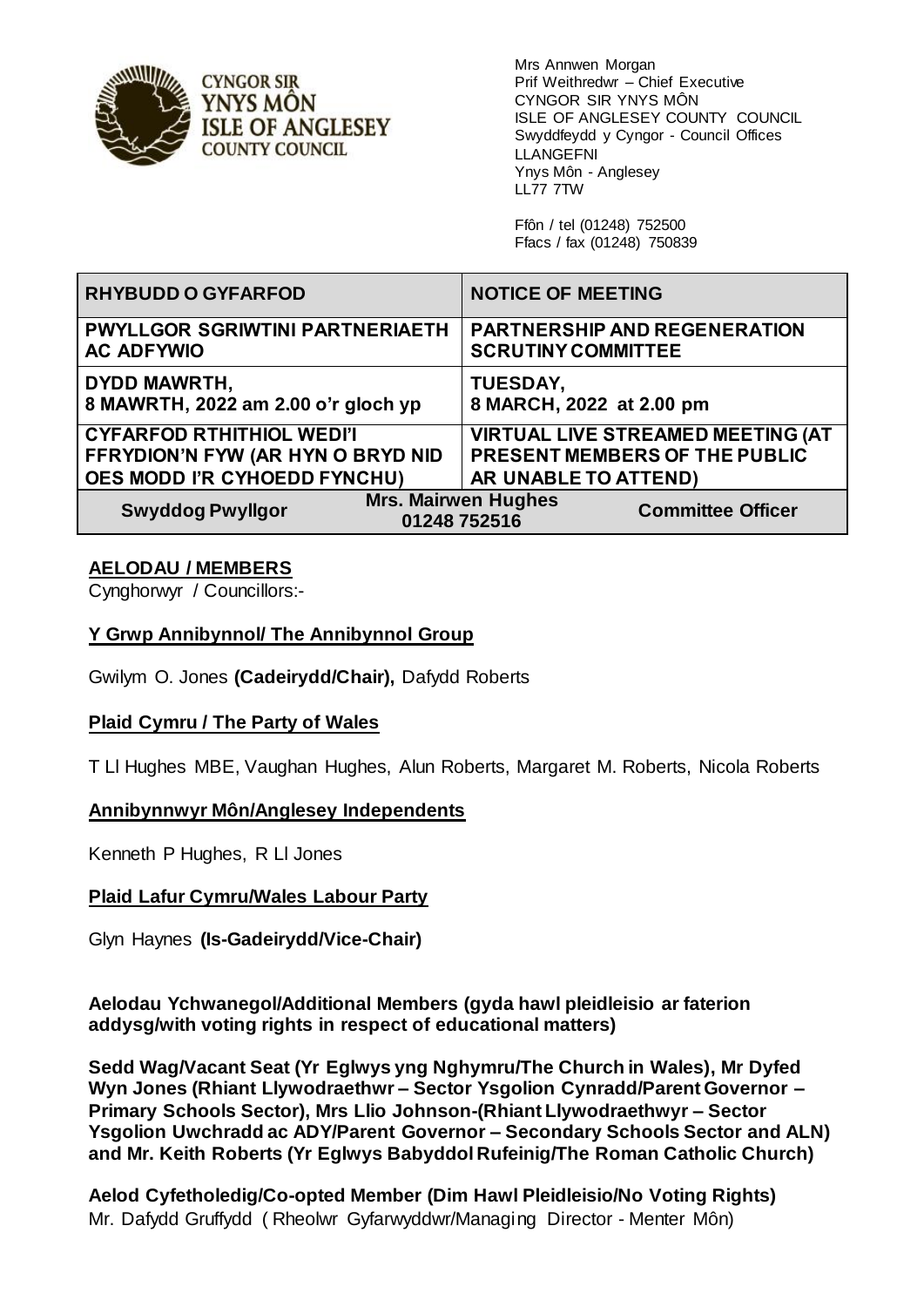CYNGOR SIR YNYS MÔN
ISLE OF ANGLESEY COUNTY COUNCIL

Mrs Annwen Morgan
Prif Weithredwr – Chief Executive
CYNGOR SIR YNYS MÔN
ISLE OF ANGLESEY COUNTY COUNCIL
Swyddfeydd y Cyngor - Council Offices
LLANGEFNI
Ynys Môn - Anglesey
LL77 7TW

Ffôn / tel (01248) 752500
Ffacs / fax (01248) 750839

| **RHYBUDD O GYFARFOD** | **NOTICE OF MEETING** |
|---|---|
| **PWYLLGOR SGRIWTINI PARTNERIAETH AC ADFYWIO** | **PARTNERSHIP AND REGENERATION SCRUTINY COMMITTEE** |
| **DYDD MAWRTH, 8 MAWRTH, 2022 am 2.00 o'r gloch yp** | **TUESDAY, 8 MARCH, 2022 at 2.00 pm** |
| **CYFARFOD RTHITHIOL WEDI'I FFRYDION'N FYW (AR HYN O BRYD NID OES MODD I'R CYHOEDD FYNCHU)** | **VIRTUAL LIVE STREAMED MEETING (AT PRESENT MEMBERS OF THE PUBLIC AR UNABLE TO ATTEND)** |
| **Swyddog Pwyllgor** — **Mrs. Mairwen Hughes 01248 752516** | **Committee Officer** |

## AELODAU / MEMBERS

Cynghorwyr / Councillors:-

### Y Grwp Annibynnol/ The Annibynnol Group

Gwilym O. Jones **(Cadeirydd/Chair),** Dafydd Roberts

### Plaid Cymru / The Party of Wales

T Ll Hughes MBE, Vaughan Hughes, Alun Roberts, Margaret M. Roberts, Nicola Roberts

### Annibynnwyr Môn/Anglesey Independents

Kenneth P Hughes, R Ll Jones

### Plaid Lafur Cymru/Wales Labour Party

Glyn Haynes **(Is-Gadeirydd/Vice-Chair)**

**Aelodau Ychwanegol/Additional Members (gyda hawl pleidleisio ar faterion addysg/with voting rights in respect of educational matters)**

**Sedd Wag/Vacant Seat (Yr Eglwys yng Nghymru/The Church in Wales), Mr Dyfed Wyn Jones (Rhiant Llywodraethwr – Sector Ysgolion Cynradd/Parent Governor – Primary Schools Sector), Mrs Llio Johnson-(Rhiant Llywodraethwyr – Sector Ysgolion Uwchradd ac ADY/Parent Governor – Secondary Schools Sector and ALN) and Mr. Keith Roberts (Yr Eglwys Babyddol Rufeinig/The Roman Catholic Church)**

**Aelod Cyfetholedig/Co-opted Member (Dim Hawl Pleidleisio/No Voting Rights)**
Mr. Dafydd Gruffydd ( Rheolwr Gyfarwyddwr/Managing Director - Menter Môn)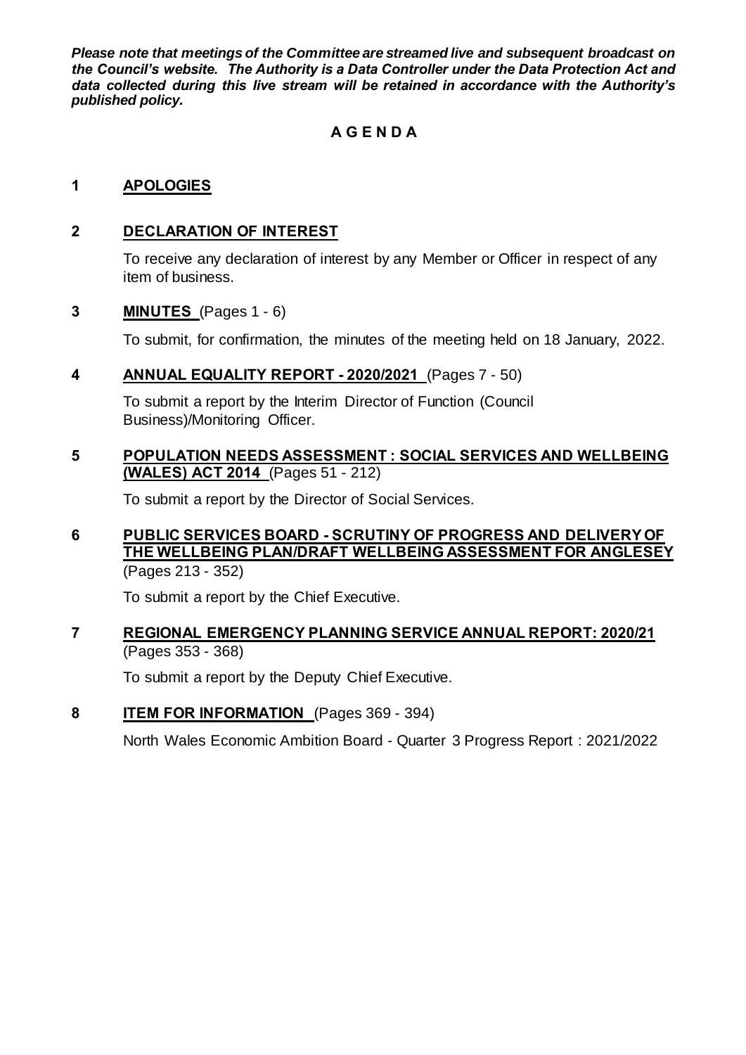***Please note that meetings of the Committee are streamed live and subsequent broadcast on the Council's website. The Authority is a Data Controller under the Data Protection Act and data collected during this live stream will be retained in accordance with the Authority's published policy.***

# A G E N D A

## 1 APOLOGIES

## 2 DECLARATION OF INTEREST

To receive any declaration of interest by any Member or Officer in respect of any item of business.

## 3 MINUTES (Pages 1 - 6)

To submit, for confirmation, the minutes of the meeting held on 18 January, 2022.

## 4 ANNUAL EQUALITY REPORT - 2020/2021 (Pages 7 - 50)

To submit a report by the Interim Director of Function (Council Business)/Monitoring Officer.

## 5 POPULATION NEEDS ASSESSMENT : SOCIAL SERVICES AND WELLBEING (WALES) ACT 2014 (Pages 51 - 212)

To submit a report by the Director of Social Services.

## 6 PUBLIC SERVICES BOARD - SCRUTINY OF PROGRESS AND DELIVERY OF THE WELLBEING PLAN/DRAFT WELLBEING ASSESSMENT FOR ANGLESEY (Pages 213 - 352)

To submit a report by the Chief Executive.

## 7 REGIONAL EMERGENCY PLANNING SERVICE ANNUAL REPORT: 2020/21 (Pages 353 - 368)

To submit a report by the Deputy Chief Executive.

## 8 ITEM FOR INFORMATION (Pages 369 - 394)

North Wales Economic Ambition Board - Quarter 3 Progress Report : 2021/2022